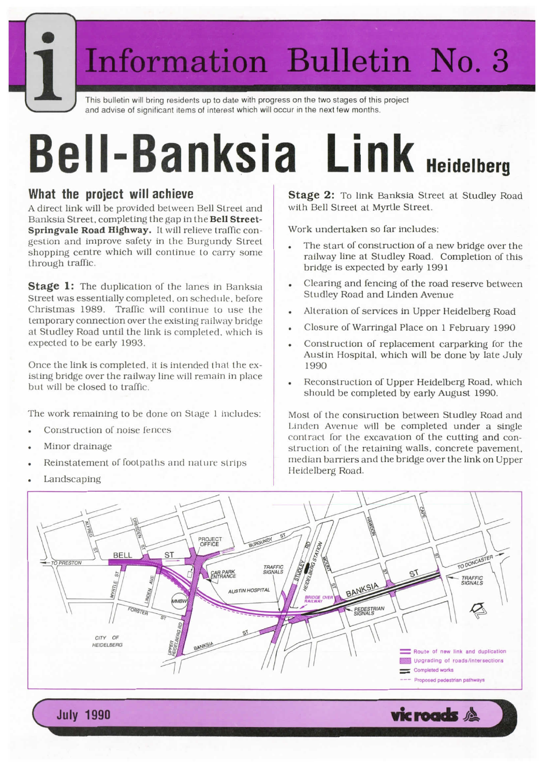# Information Bulletin No. 3

This bulletin will bring residents up to date with progress on the two stages of this project and advise of significant items of interest which will occur in the next few months.

# Bell-Banksia Link Heidelberg

## What the project will achieve

A direct link will be provided between Bell Street and Banksia Street, completing the gap in the **Bell Street-Springvale Road Highway.** It will relieve traffic congestion and improve safety in the Burgundy Street shopping centre which will continue to carry some through traffic.

**Stage 1:** The duplication of the lanes in Banksia Street was essentially completed, on schedule, before Christmas 1989. Traffic will continue to use the temporary connection over the existing railway bridge at Studley Road until the link is completed, which is expected to be early 1993.

Once the link is completed, it is intended that the existing bridge over the railway line will remain in place but will be closed to traffic.

The work remaining to be done on Stage 1 includes:

- Construction of noise fences
- Minor drainage
- Reinstatement of footpaths and nature strips
- Landscaping

**Stage 2:** To link Banksia Street at Studley Road with Bell Street at Myrtle Street.

Work undertaken so far includes:

- The start of construction of a new bridge over the railway line at Studley Road. Completion of this bridge is expected by early 1991
- Clearing and fencing of the road reserve between Studley Road and Linden Avenue
- Alteration of services in Upper Heidelberg Road
- Closure of Warringal Place on 1 February 1990
- Construction of replacement carparking for the Austin Hospital, which will be done by late July 1990
- Reconstruction of Upper Heidelberg Road, which should be completed by early August 1990.

Most of the construction between Studley Road and Linden Avenue will be completed under a single contract for the excavation of the cutting and construction of the retaining walls, concrete pavement, median barriers and the bridge over the link on Upper Heidelberg Road.

July 1990

vicroads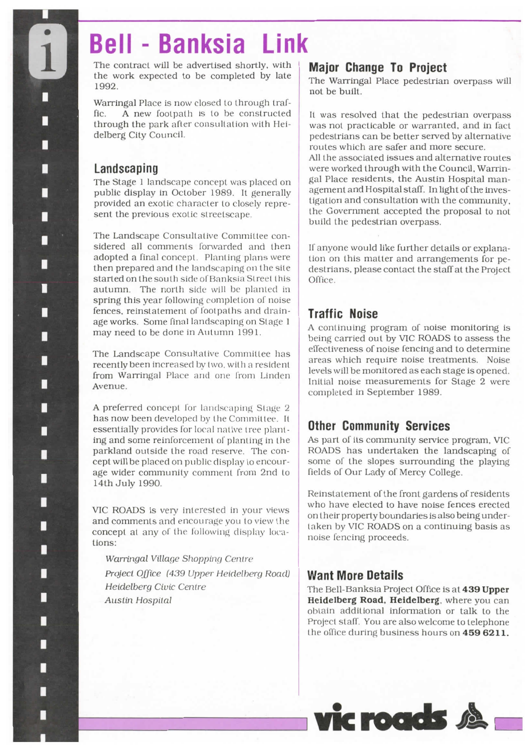# Bell - Banksia Link

The contract will be advertised shortly, with the work expected to be completed by late 1992.

Warringal Place is now closed to through traffic. A new footpath is to be constructed through the park after consultation with Heidelberg City Council.

## Landscaping

The Stage 1 landscape concept was placed on public display in October 1989. It generally provided an exotic character to closely represent the previous exotic streetscape.

The Landscape Consultative Committee considered all comments forwarded and then adopted a final concept. Planting plans were then prepared and the landscaping on the site started on the south side of Banksia Street this autumn. The north side will be planted in spring this year following completion of noise fences, reinstatement of footpaths and drainage works. Some final landscaping on Stage 1 may need to be done in Autumn 1991.

The Landscape Consultative Committee has recently been increased by two, with a resident from Warringal Place and one from Linden Avenue.

A preferred concept for landscaping Stage 2 has now been developed by the Committee. It essentially provides for local native tree planting and some reinforcement of planting in the parkland outside the road reserve. The concept will be placed on public display to encourage wider community comment from 2nd to 14th July 1990.

VIC ROADS is very interested in your views and comments and encourage you to view the concept at any of the following display locations:

*Warringal Village Shopping Centre*
*Project Office (439 Upper Heidelberg Road)*
*Heidelberg Civic Centre*
*Austin Hospital*

## Major Change To Project

The Warringal Place pedestrian overpass will not be built.

It was resolved that the pedestrian overpass was not practicable or warranted, and in fact pedestrians can be better served by alternative routes which are safer and more secure.
All the associated issues and alternative routes were worked through with the Council, Warringal Place residents, the Austin Hospital management and Hospital staff. In light of the investigation and consultation with the community, the Government accepted the proposal to not build the pedestrian overpass.

If anyone would like further details or explanation on this matter and arrangements for pedestrians, please contact the staff at the Project Office.

## Traffic Noise

A continuing program of noise monitoring is being carried out by VIC ROADS to assess the effectiveness of noise fencing and to determine areas which require noise treatments. Noise levels will be monitored as each stage is opened. Initial noise measurements for Stage 2 were completed in September 1989.

## Other Community Services

As part of its community service program, VIC ROADS has undertaken the landscaping of some of the slopes surrounding the playing fields of Our Lady of Mercy College.

Reinstatement of the front gardens of residents who have elected to have noise fences erected on their property boundaries is also being undertaken by VIC ROADS on a continuing basis as noise fencing proceeds.

## Want More Details

The Bell-Banksia Project Office is at **439 Upper Heidelberg Road, Heidelberg**, where you can obtain additional information or talk to the Project staff. You are also welcome to telephone the office during business hours on **459 6211.**

vicroads